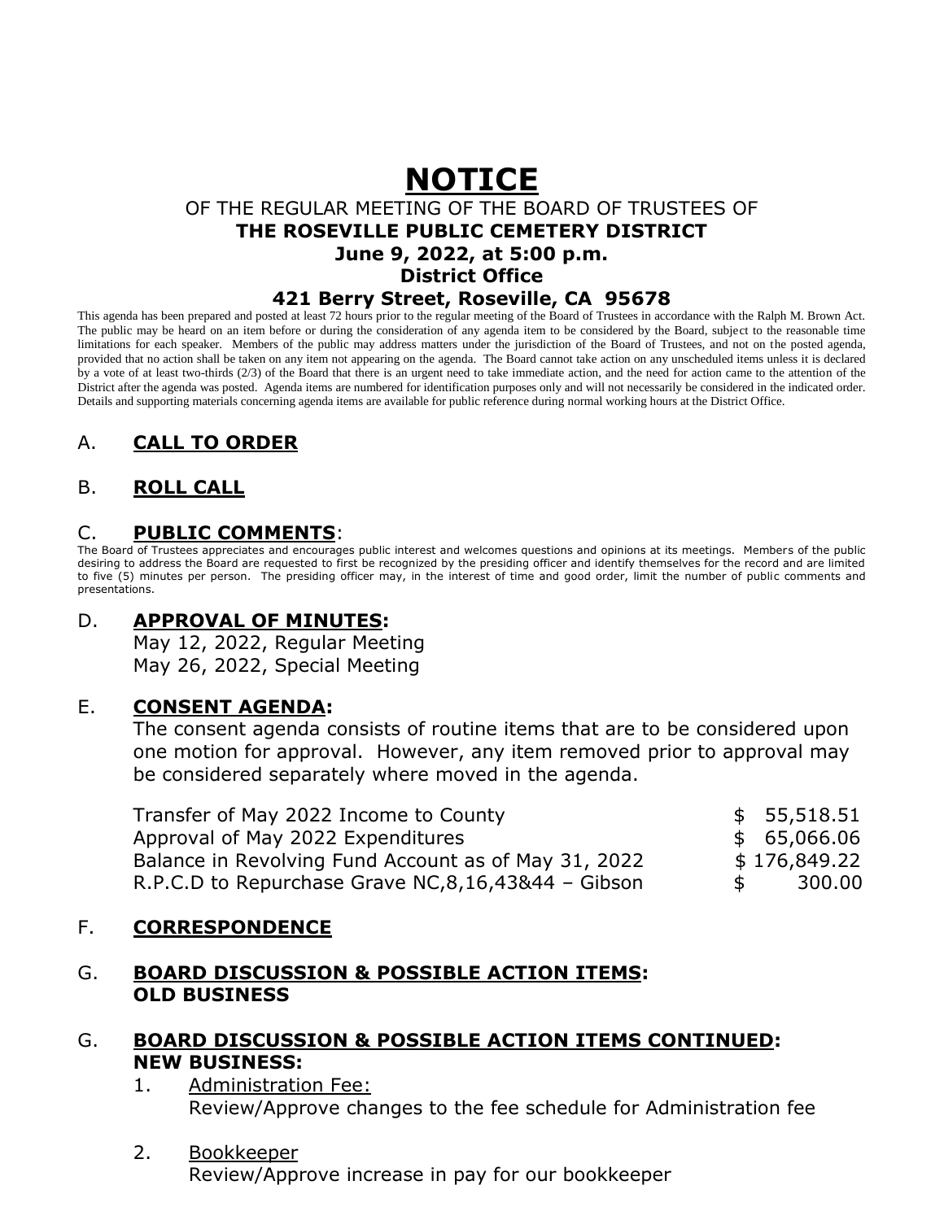# NOTICE

OF THE REGULAR MEETING OF THE BOARD OF TRUSTEES OF

**THE ROSEVILLE PUBLIC CEMETERY DISTRICT**

**June 9, 2022, at 5:00 p.m.**

**District Office**

**421 Berry Street, Roseville, CA 95678**

This agenda has been prepared and posted at least 72 hours prior to the regular meeting of the Board of Trustees in accordance with the Ralph M. Brown Act. The public may be heard on an item before or during the consideration of any agenda item to be considered by the Board, subject to the reasonable time limitations for each speaker. Members of the public may address matters under the jurisdiction of the Board of Trustees, and not on the posted agenda, provided that no action shall be taken on any item not appearing on the agenda. The Board cannot take action on any unscheduled items unless it is declared by a vote of at least two-thirds (2/3) of the Board that there is an urgent need to take immediate action, and the need for action came to the attention of the District after the agenda was posted. Agenda items are numbered for identification purposes only and will not necessarily be considered in the indicated order. Details and supporting materials concerning agenda items are available for public reference during normal working hours at the District Office.

## A. CALL TO ORDER

## B. ROLL CALL

## C. PUBLIC COMMENTS:

The Board of Trustees appreciates and encourages public interest and welcomes questions and opinions at its meetings. Members of the public desiring to address the Board are requested to first be recognized by the presiding officer and identify themselves for the record and are limited to five (5) minutes per person. The presiding officer may, in the interest of time and good order, limit the number of public comments and presentations.

## D. APPROVAL OF MINUTES:

May 12, 2022, Regular Meeting
May 26, 2022, Special Meeting

## E. CONSENT AGENDA:

The consent agenda consists of routine items that are to be considered upon one motion for approval. However, any item removed prior to approval may be considered separately where moved in the agenda.

| | |
|---|---|
| Transfer of May 2022 Income to County | $ 55,518.51 |
| Approval of May 2022 Expenditures | $ 65,066.06 |
| Balance in Revolving Fund Account as of May 31, 2022 | $ 176,849.22 |
| R.P.C.D to Repurchase Grave NC,8,16,43&44 – Gibson | $ 300.00 |

## F. CORRESPONDENCE

## G. BOARD DISCUSSION & POSSIBLE ACTION ITEMS: OLD BUSINESS

## G. BOARD DISCUSSION & POSSIBLE ACTION ITEMS CONTINUED: NEW BUSINESS:

1. Administration Fee:
   Review/Approve changes to the fee schedule for Administration fee

2. Bookkeeper
   Review/Approve increase in pay for our bookkeeper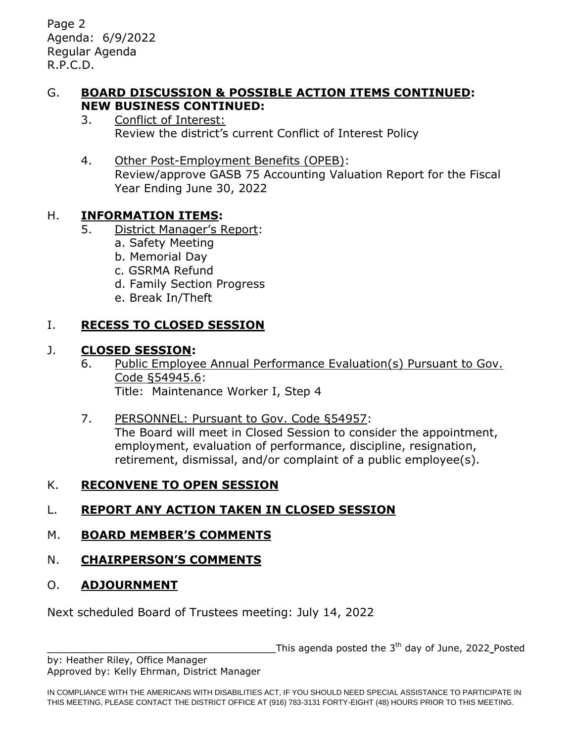Agenda: 6/9/2022
Regular Agenda
R.P.C.D.

## G. BOARD DISCUSSION & POSSIBLE ACTION ITEMS CONTINUED: NEW BUSINESS CONTINUED:

3. Conflict of Interest:
   Review the district's current Conflict of Interest Policy

4. Other Post-Employment Benefits (OPEB):
   Review/approve GASB 75 Accounting Valuation Report for the Fiscal Year Ending June 30, 2022

## H. INFORMATION ITEMS:

5. District Manager's Report:
   a. Safety Meeting
   b. Memorial Day
   c. GSRMA Refund
   d. Family Section Progress
   e. Break In/Theft

## I. RECESS TO CLOSED SESSION

## J. CLOSED SESSION:

6. Public Employee Annual Performance Evaluation(s) Pursuant to Gov. Code §54945.6:
   Title: Maintenance Worker I, Step 4

7. PERSONNEL: Pursuant to Gov. Code §54957:
   The Board will meet in Closed Session to consider the appointment, employment, evaluation of performance, discipline, resignation, retirement, dismissal, and/or complaint of a public employee(s).

## K. RECONVENE TO OPEN SESSION

## L. REPORT ANY ACTION TAKEN IN CLOSED SESSION

## M. BOARD MEMBER'S COMMENTS

## N. CHAIRPERSON'S COMMENTS

## O. ADJOURNMENT

Next scheduled Board of Trustees meeting: July 14, 2022

_____________________________________ This agenda posted the 3rd day of June, 2022 Posted by: Heather Riley, Office Manager
Approved by: Kelly Ehrman, District Manager

IN COMPLIANCE WITH THE AMERICANS WITH DISABILITIES ACT, IF YOU SHOULD NEED SPECIAL ASSISTANCE TO PARTICIPATE IN THIS MEETING, PLEASE CONTACT THE DISTRICT OFFICE AT (916) 783-3131 FORTY-EIGHT (48) HOURS PRIOR TO THIS MEETING.